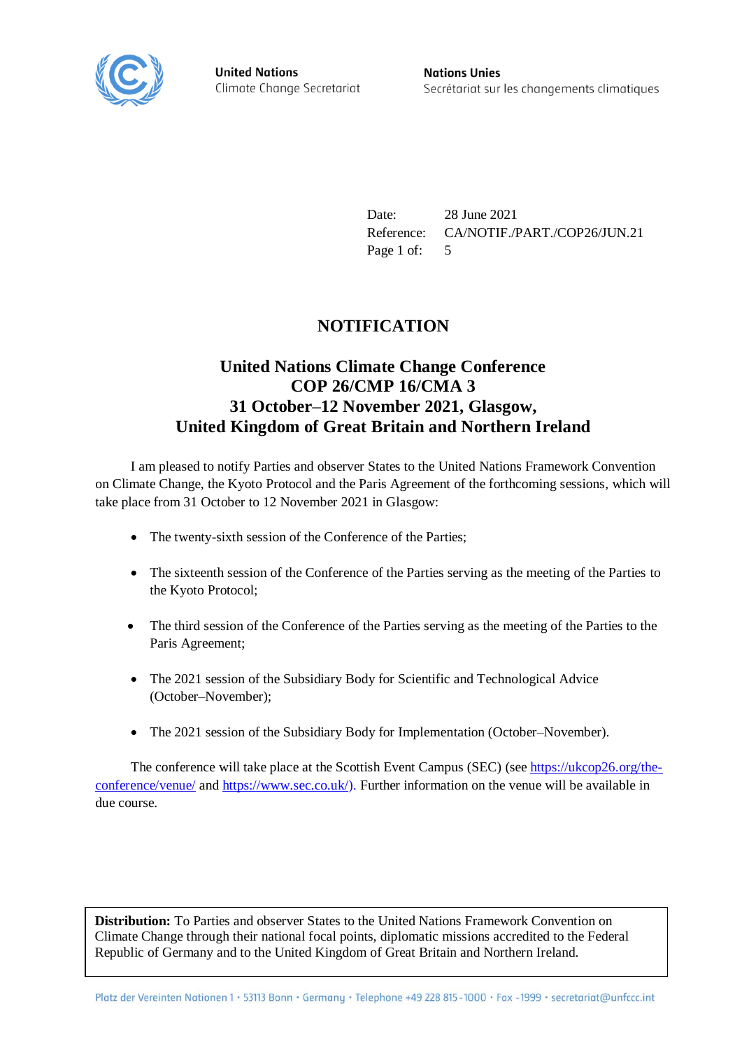**United Nations**
Climate Change Secretariat

**Nations Unies**
Secrétariat sur les changements climatiques

Date: 28 June 2021
Reference: CA/NOTIF./PART./COP26/JUN.21
Page 1 of: 5

# NOTIFICATION

## United Nations Climate Change Conference
## COP 26/CMP 16/CMA 3
## 31 October–12 November 2021, Glasgow,
## United Kingdom of Great Britain and Northern Ireland

I am pleased to notify Parties and observer States to the United Nations Framework Convention on Climate Change, the Kyoto Protocol and the Paris Agreement of the forthcoming sessions, which will take place from 31 October to 12 November 2021 in Glasgow:

- The twenty-sixth session of the Conference of the Parties;
- The sixteenth session of the Conference of the Parties serving as the meeting of the Parties to the Kyoto Protocol;
- The third session of the Conference of the Parties serving as the meeting of the Parties to the Paris Agreement;
- The 2021 session of the Subsidiary Body for Scientific and Technological Advice (October–November);
- The 2021 session of the Subsidiary Body for Implementation (October–November).

The conference will take place at the Scottish Event Campus (SEC) (see https://ukcop26.org/the-conference/venue/ and https://www.sec.co.uk/). Further information on the venue will be available in due course.

**Distribution:** To Parties and observer States to the United Nations Framework Convention on Climate Change through their national focal points, diplomatic missions accredited to the Federal Republic of Germany and to the United Kingdom of Great Britain and Northern Ireland.

Platz der Vereinten Nationen 1 · 53113 Bonn · Germany · Telephone +49 228 815 -1000 · Fax -1999 · secretariat@unfccc.int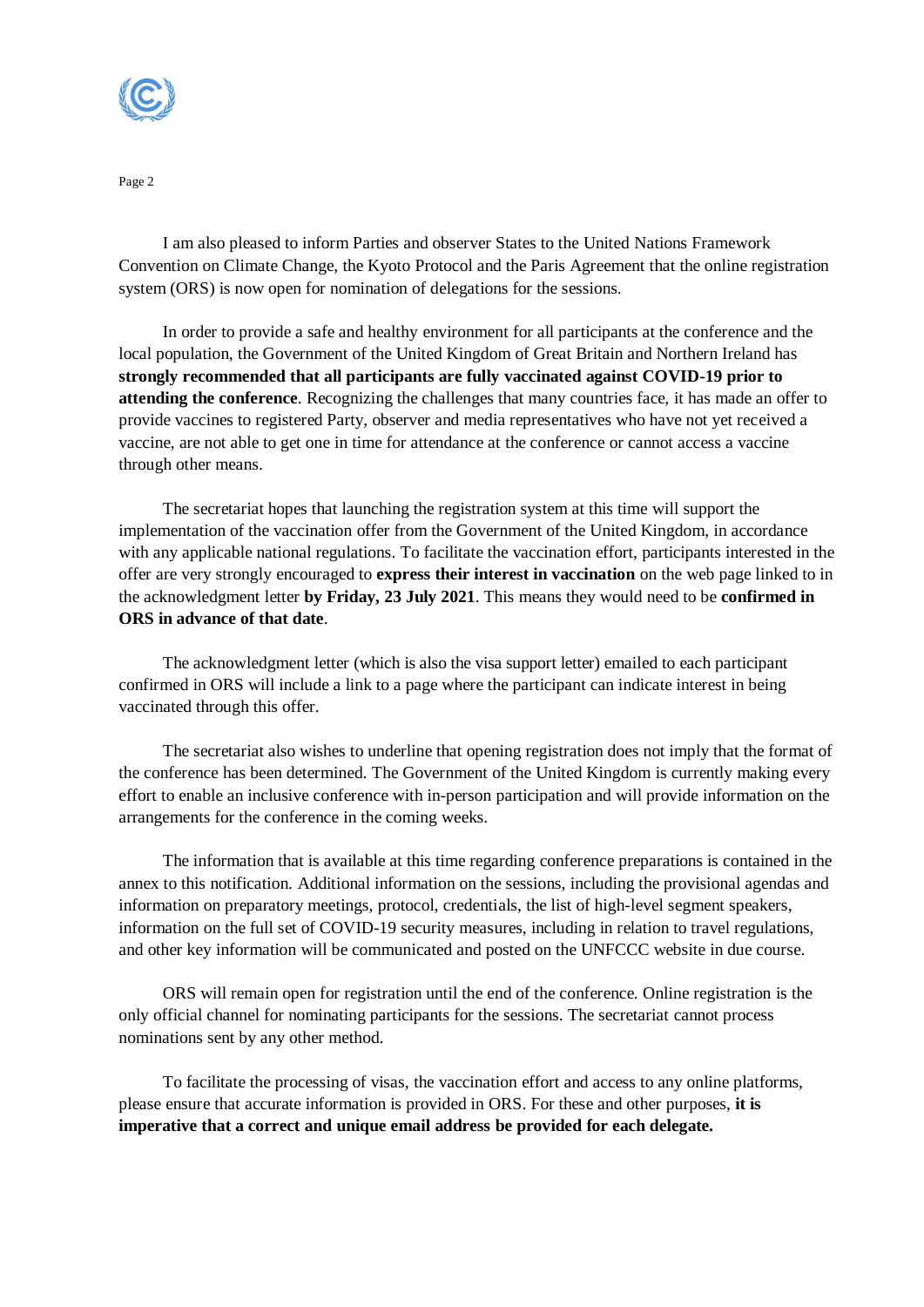I am also pleased to inform Parties and observer States to the United Nations Framework Convention on Climate Change, the Kyoto Protocol and the Paris Agreement that the online registration system (ORS) is now open for nomination of delegations for the sessions.

In order to provide a safe and healthy environment for all participants at the conference and the local population, the Government of the United Kingdom of Great Britain and Northern Ireland has **strongly recommended that all participants are fully vaccinated against COVID-19 prior to attending the conference**. Recognizing the challenges that many countries face, it has made an offer to provide vaccines to registered Party, observer and media representatives who have not yet received a vaccine, are not able to get one in time for attendance at the conference or cannot access a vaccine through other means.

The secretariat hopes that launching the registration system at this time will support the implementation of the vaccination offer from the Government of the United Kingdom, in accordance with any applicable national regulations. To facilitate the vaccination effort, participants interested in the offer are very strongly encouraged to **express their interest in vaccination** on the web page linked to in the acknowledgment letter **by Friday, 23 July 2021**. This means they would need to be **confirmed in ORS in advance of that date**.

The acknowledgment letter (which is also the visa support letter) emailed to each participant confirmed in ORS will include a link to a page where the participant can indicate interest in being vaccinated through this offer.

The secretariat also wishes to underline that opening registration does not imply that the format of the conference has been determined. The Government of the United Kingdom is currently making every effort to enable an inclusive conference with in-person participation and will provide information on the arrangements for the conference in the coming weeks.

The information that is available at this time regarding conference preparations is contained in the annex to this notification. Additional information on the sessions, including the provisional agendas and information on preparatory meetings, protocol, credentials, the list of high-level segment speakers, information on the full set of COVID-19 security measures, including in relation to travel regulations, and other key information will be communicated and posted on the UNFCCC website in due course.

ORS will remain open for registration until the end of the conference. Online registration is the only official channel for nominating participants for the sessions. The secretariat cannot process nominations sent by any other method.

To facilitate the processing of visas, the vaccination effort and access to any online platforms, please ensure that accurate information is provided in ORS. For these and other purposes, **it is imperative that a correct and unique email address be provided for each delegate.**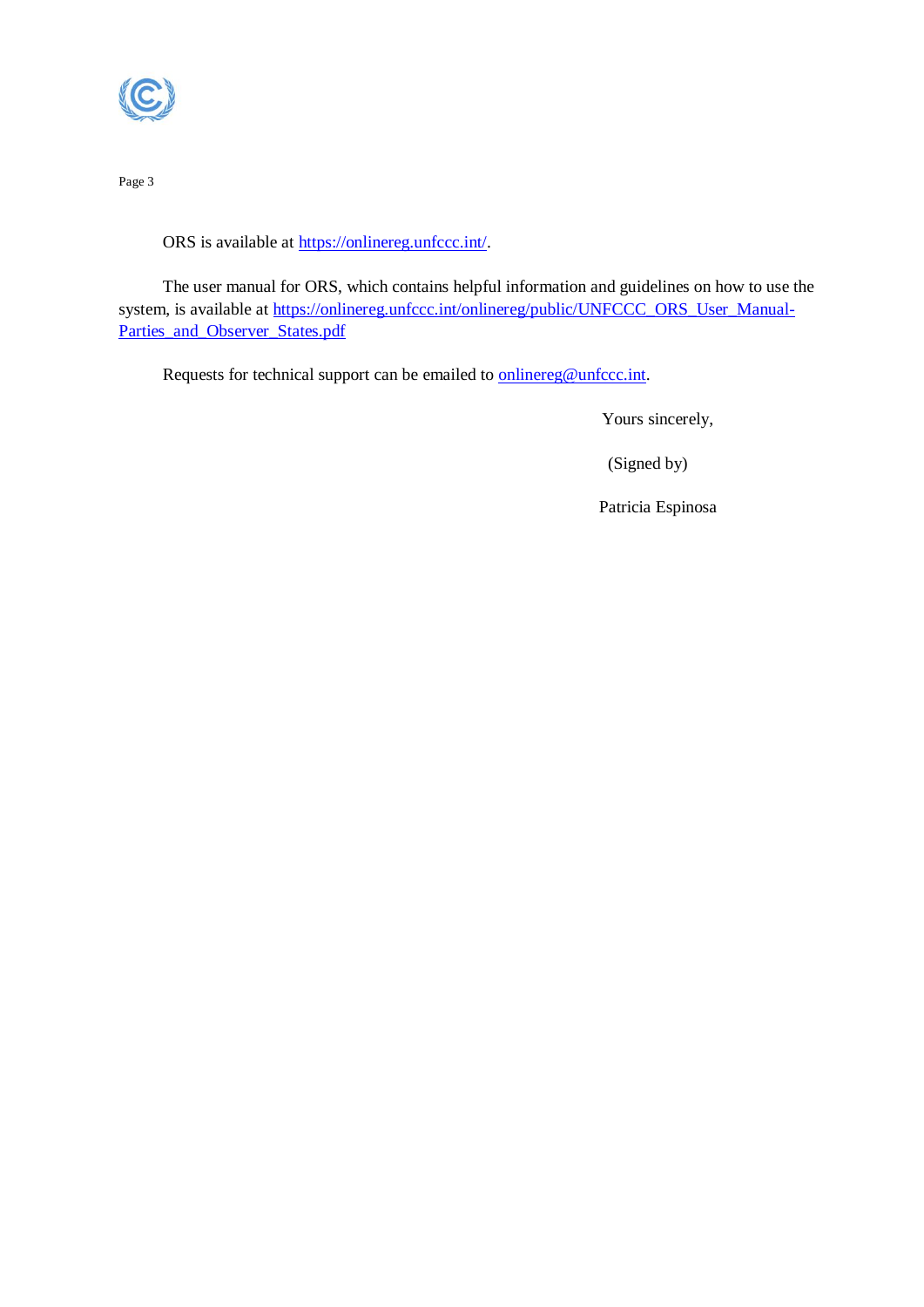ORS is available at https://onlinereg.unfccc.int/.

The user manual for ORS, which contains helpful information and guidelines on how to use the system, is available at https://onlinereg.unfccc.int/onlinereg/public/UNFCCC_ORS_User_Manual-Parties_and_Observer_States.pdf

Requests for technical support can be emailed to onlinereg@unfccc.int.

Yours sincerely,

(Signed by)

Patricia Espinosa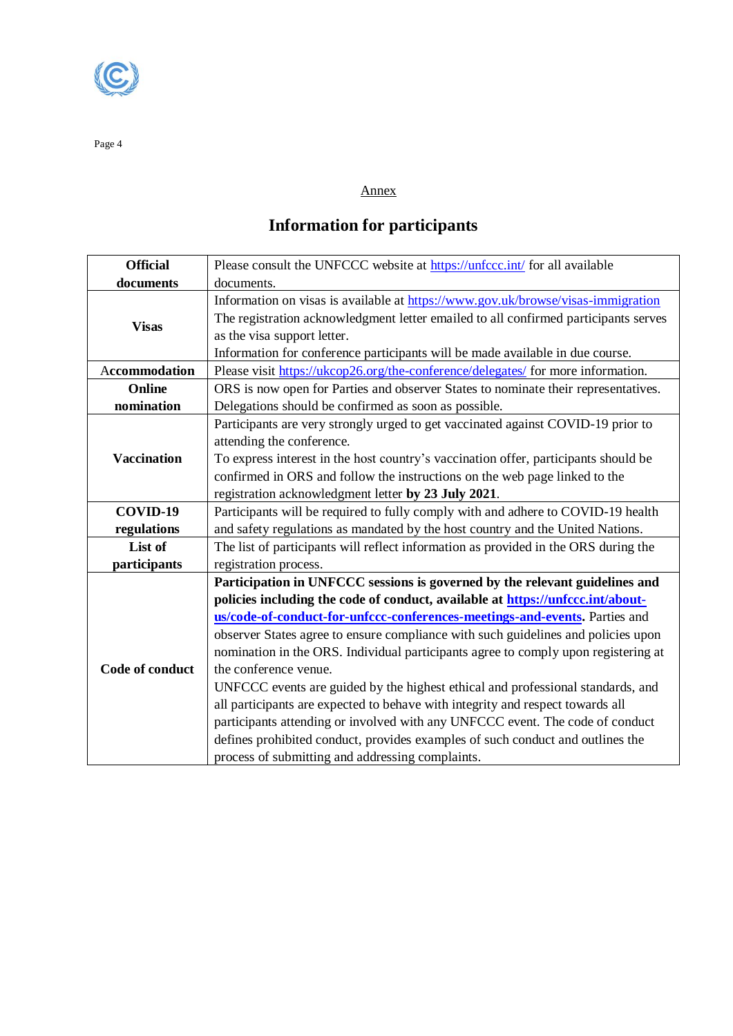Annex

# Information for participants

| | |
|---|---|
| **Official documents** | Please consult the UNFCCC website at https://unfccc.int/ for all available documents. |
| **Visas** | Information on visas is available at https://www.gov.uk/browse/visas-immigration The registration acknowledgment letter emailed to all confirmed participants serves as the visa support letter. Information for conference participants will be made available in due course. |
| **Accommodation** | Please visit https://ukcop26.org/the-conference/delegates/ for more information. |
| **Online nomination** | ORS is now open for Parties and observer States to nominate their representatives. Delegations should be confirmed as soon as possible. |
| **Vaccination** | Participants are very strongly urged to get vaccinated against COVID-19 prior to attending the conference. To express interest in the host country's vaccination offer, participants should be confirmed in ORS and follow the instructions on the web page linked to the registration acknowledgment letter **by 23 July 2021**. |
| **COVID-19 regulations** | Participants will be required to fully comply with and adhere to COVID-19 health and safety regulations as mandated by the host country and the United Nations. |
| **List of participants** | The list of participants will reflect information as provided in the ORS during the registration process. |
| **Code of conduct** | **Participation in UNFCCC sessions is governed by the relevant guidelines and policies including the code of conduct, available at https://unfccc.int/about-us/code-of-conduct-for-unfccc-conferences-meetings-and-events.** Parties and observer States agree to ensure compliance with such guidelines and policies upon nomination in the ORS. Individual participants agree to comply upon registering at the conference venue. UNFCCC events are guided by the highest ethical and professional standards, and all participants are expected to behave with integrity and respect towards all participants attending or involved with any UNFCCC event. The code of conduct defines prohibited conduct, provides examples of such conduct and outlines the process of submitting and addressing complaints. |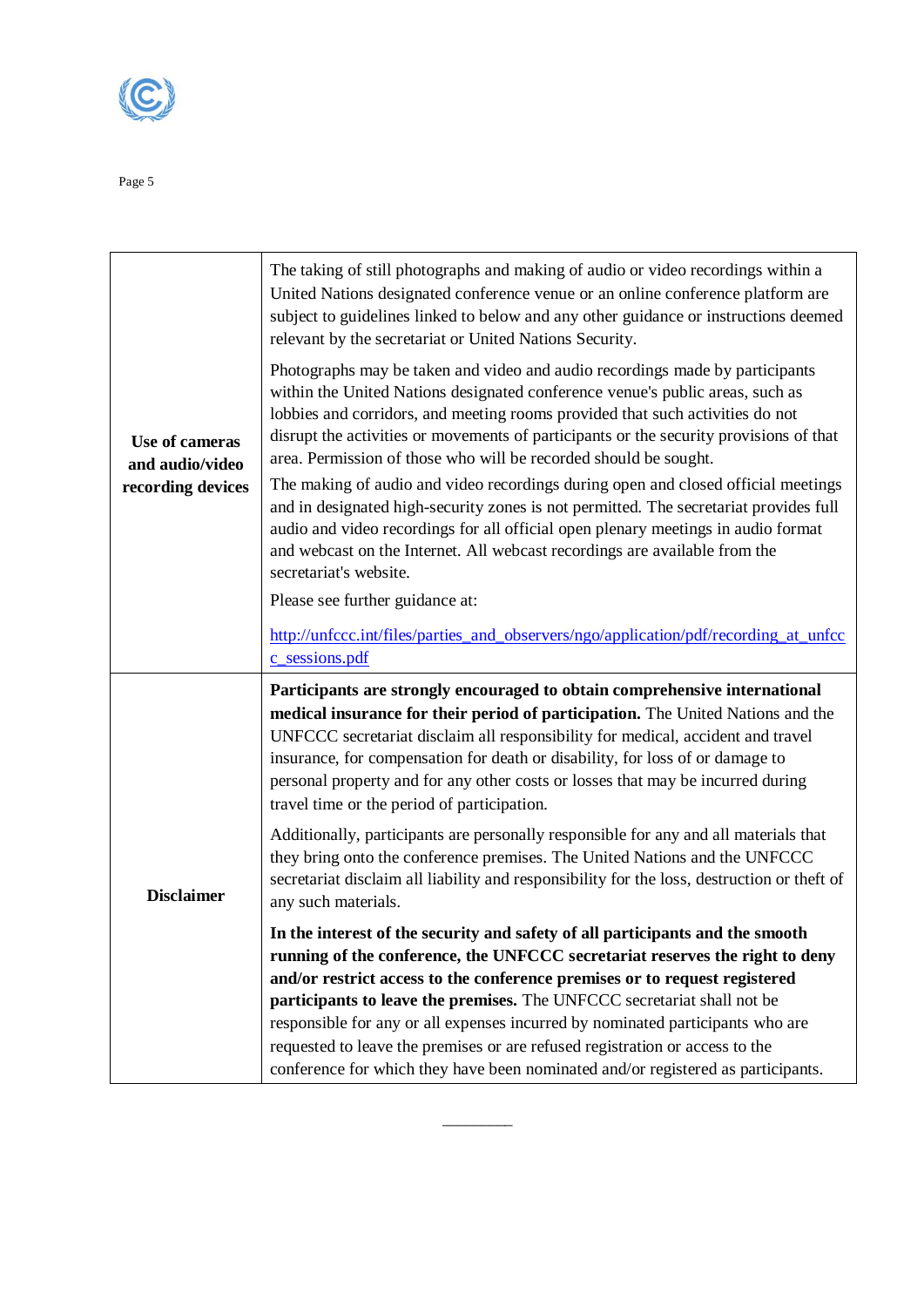| | |
|---|---|
| **Use of cameras and audio/video recording devices** | The taking of still photographs and making of audio or video recordings within a United Nations designated conference venue or an online conference platform are subject to guidelines linked to below and any other guidance or instructions deemed relevant by the secretariat or United Nations Security.<br><br>Photographs may be taken and video and audio recordings made by participants within the United Nations designated conference venue's public areas, such as lobbies and corridors, and meeting rooms provided that such activities do not disrupt the activities or movements of participants or the security provisions of that area. Permission of those who will be recorded should be sought.<br><br>The making of audio and video recordings during open and closed official meetings and in designated high-security zones is not permitted. The secretariat provides full audio and video recordings for all official open plenary meetings in audio format and webcast on the Internet. All webcast recordings are available from the secretariat's website.<br><br>Please see further guidance at:<br><br>http://unfccc.int/files/parties_and_observers/ngo/application/pdf/recording_at_unfccc_sessions.pdf |
| **Disclaimer** | **Participants are strongly encouraged to obtain comprehensive international medical insurance for their period of participation.** The United Nations and the UNFCCC secretariat disclaim all responsibility for medical, accident and travel insurance, for compensation for death or disability, for loss of or damage to personal property and for any other costs or losses that may be incurred during travel time or the period of participation.<br><br>Additionally, participants are personally responsible for any and all materials that they bring onto the conference premises. The United Nations and the UNFCCC secretariat disclaim all liability and responsibility for the loss, destruction or theft of any such materials.<br><br>**In the interest of the security and safety of all participants and the smooth running of the conference, the UNFCCC secretariat reserves the right to deny and/or restrict access to the conference premises or to request registered participants to leave the premises.** The UNFCCC secretariat shall not be responsible for any or all expenses incurred by nominated participants who are requested to leave the premises or are refused registration or access to the conference for which they have been nominated and/or registered as participants. |